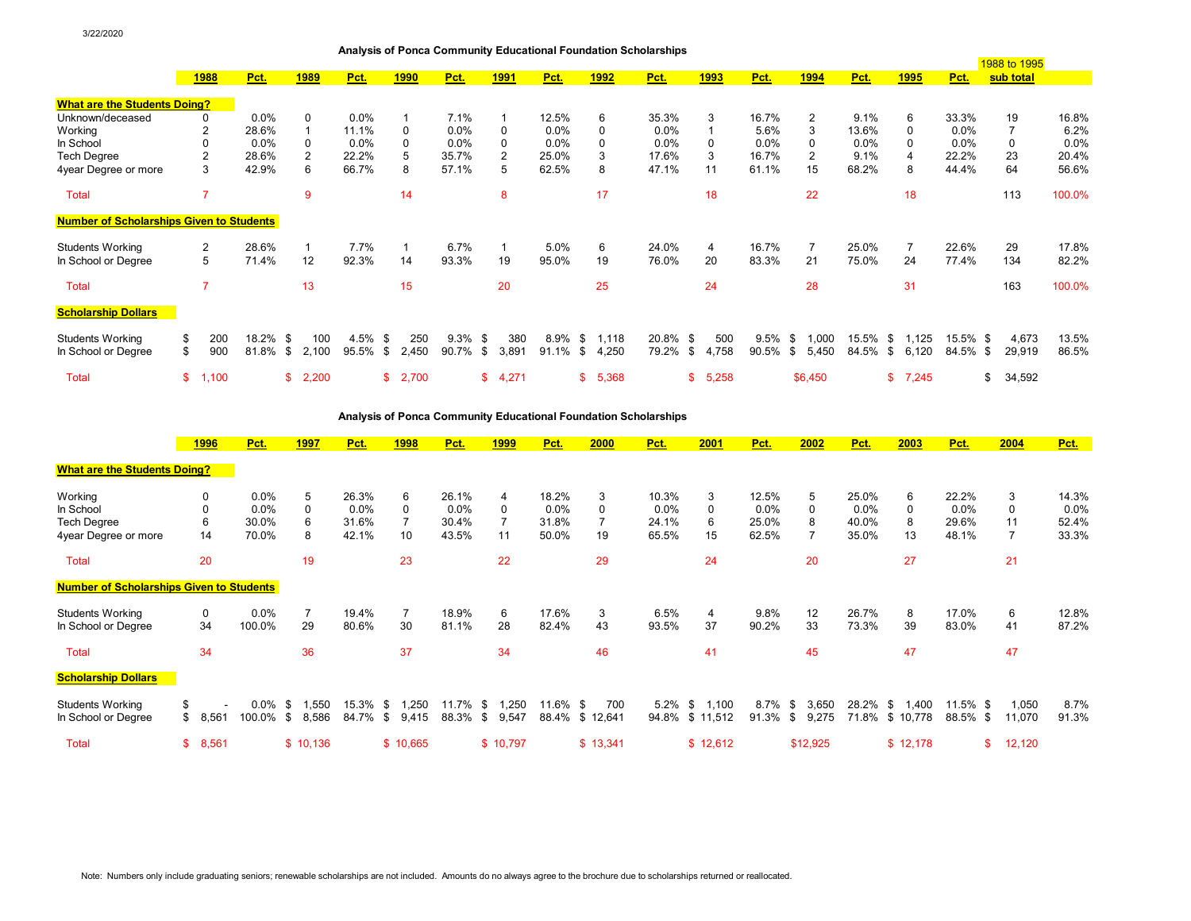3/22/2020

### Analysis of Ponca Community Educational Foundation Scholarships

| | 1988 | Pct. | 1989 | Pct. | 1990 | Pct. | 1991 | Pct. | 1992 | Pct. | 1993 | Pct. | 1994 | Pct. | 1995 | Pct. | 1988 to 1995 sub total | |
|---|---|---|---|---|---|---|---|---|---|---|---|---|---|---|---|---|---|---|
| **What are the Students Doing?** | | | | | | | | | | | | | | | | | | |
| Unknown/deceased | 0 | 0.0% | 0 | 0.0% | 1 | 7.1% | 1 | 12.5% | 6 | 35.3% | 3 | 16.7% | 2 | 9.1% | 6 | 33.3% | 19 | 16.8% |
| Working | 2 | 28.6% | 1 | 11.1% | 0 | 0.0% | 0 | 0.0% | 0 | 0.0% | 1 | 5.6% | 3 | 13.6% | 0 | 0.0% | 7 | 6.2% |
| In School | 0 | 0.0% | 0 | 0.0% | 0 | 0.0% | 0 | 0.0% | 0 | 0.0% | 0 | 0.0% | 0 | 0.0% | 0 | 0.0% | 0 | 0.0% |
| Tech Degree | 2 | 28.6% | 2 | 22.2% | 5 | 35.7% | 2 | 25.0% | 3 | 17.6% | 3 | 16.7% | 2 | 9.1% | 4 | 22.2% | 23 | 20.4% |
| 4year Degree or more | 3 | 42.9% | 6 | 66.7% | 8 | 57.1% | 5 | 62.5% | 8 | 47.1% | 11 | 61.1% | 15 | 68.2% | 8 | 44.4% | 64 | 56.6% |
| Total | 7 | | 9 | | 14 | | 8 | | 17 | | 18 | | 22 | | 18 | | 113 | 100.0% |
| **Number of Scholarships Given to Students** | | | | | | | | | | | | | | | | | | |
| Students Working | 2 | 28.6% | 1 | 7.7% | 1 | 6.7% | 1 | 5.0% | 6 | 24.0% | 4 | 16.7% | 7 | 25.0% | 7 | 22.6% | 29 | 17.8% |
| In School or Degree | 5 | 71.4% | 12 | 92.3% | 14 | 93.3% | 19 | 95.0% | 19 | 76.0% | 20 | 83.3% | 21 | 75.0% | 24 | 77.4% | 134 | 82.2% |
| Total | 7 | | 13 | | 15 | | 20 | | 25 | | 24 | | 28 | | 31 | | 163 | 100.0% |
| **Scholarship Dollars** | | | | | | | | | | | | | | | | | | |
| Students Working | $ 200 | 18.2% | $ 100 | 4.5% | $ 250 | 9.3% | $ 380 | 8.9% | $ 1,118 | 20.8% | $ 500 | 9.5% | $ 1,000 | 15.5% | $ 1,125 | 15.5% | $ 4,673 | 13.5% |
| In School or Degree | $ 900 | 81.8% | $ 2,100 | 95.5% | $ 2,450 | 90.7% | $ 3,891 | 91.1% | $ 4,250 | 79.2% | $ 4,758 | 90.5% | $ 5,450 | 84.5% | $ 6,120 | 84.5% | $ 29,919 | 86.5% |
| Total | $ 1,100 | | $ 2,200 | | $ 2,700 | | $ 4,271 | | $ 5,368 | | $ 5,258 | | $6,450 | | $ 7,245 | | $ 34,592 | |

### Analysis of Ponca Community Educational Foundation Scholarships

| | 1996 | Pct. | 1997 | Pct. | 1998 | Pct. | 1999 | Pct. | 2000 | Pct. | 2001 | Pct. | 2002 | Pct. | 2003 | Pct. | 2004 | Pct. |
|---|---|---|---|---|---|---|---|---|---|---|---|---|---|---|---|---|---|---|
| **What are the Students Doing?** | | | | | | | | | | | | | | | | | | |
| Working | 0 | 0.0% | 5 | 26.3% | 6 | 26.1% | 4 | 18.2% | 3 | 10.3% | 3 | 12.5% | 5 | 25.0% | 6 | 22.2% | 3 | 14.3% |
| In School | 0 | 0.0% | 0 | 0.0% | 0 | 0.0% | 0 | 0.0% | 0 | 0.0% | 0 | 0.0% | 0 | 0.0% | 0 | 0.0% | 0 | 0.0% |
| Tech Degree | 6 | 30.0% | 6 | 31.6% | 7 | 30.4% | 7 | 31.8% | 7 | 24.1% | 6 | 25.0% | 8 | 40.0% | 8 | 29.6% | 11 | 52.4% |
| 4year Degree or more | 14 | 70.0% | 8 | 42.1% | 10 | 43.5% | 11 | 50.0% | 19 | 65.5% | 15 | 62.5% | 7 | 35.0% | 13 | 48.1% | 7 | 33.3% |
| Total | 20 | | 19 | | 23 | | 22 | | 29 | | 24 | | 20 | | 27 | | 21 | |
| **Number of Scholarships Given to Students** | | | | | | | | | | | | | | | | | | |
| Students Working | 0 | 0.0% | 7 | 19.4% | 7 | 18.9% | 6 | 17.6% | 3 | 6.5% | 4 | 9.8% | 12 | 26.7% | 8 | 17.0% | 6 | 12.8% |
| In School or Degree | 34 | 100.0% | 29 | 80.6% | 30 | 81.1% | 28 | 82.4% | 43 | 93.5% | 37 | 90.2% | 33 | 73.3% | 39 | 83.0% | 41 | 87.2% |
| Total | 34 | | 36 | | 37 | | 34 | | 46 | | 41 | | 45 | | 47 | | 47 | |
| **Scholarship Dollars** | | | | | | | | | | | | | | | | | | |
| Students Working | $ - | 0.0% | $ 1,550 | 15.3% | $ 1,250 | 11.7% | $ 1,250 | 11.6% | $ 700 | 5.2% | $ 1,100 | 8.7% | $ 3,650 | 28.2% | $ 1,400 | 11.5% | $ 1,050 | 8.7% |
| In School or Degree | $ 8,561 | 100.0% | $ 8,586 | 84.7% | $ 9,415 | 88.3% | $ 9,547 | 88.4% | $ 12,641 | 94.8% | $ 11,512 | 91.3% | $ 9,275 | 71.8% | $ 10,778 | 88.5% | $ 11,070 | 91.3% |
| Total | $ 8,561 | | $ 10,136 | | $ 10,665 | | $ 10,797 | | $ 13,341 | | $ 12,612 | | $12,925 | | $ 12,178 | | $ 12,120 | |

Note: Numbers only include graduating seniors; renewable scholarships are not included. Amounts do no always agree to the brochure due to scholarships returned or reallocated.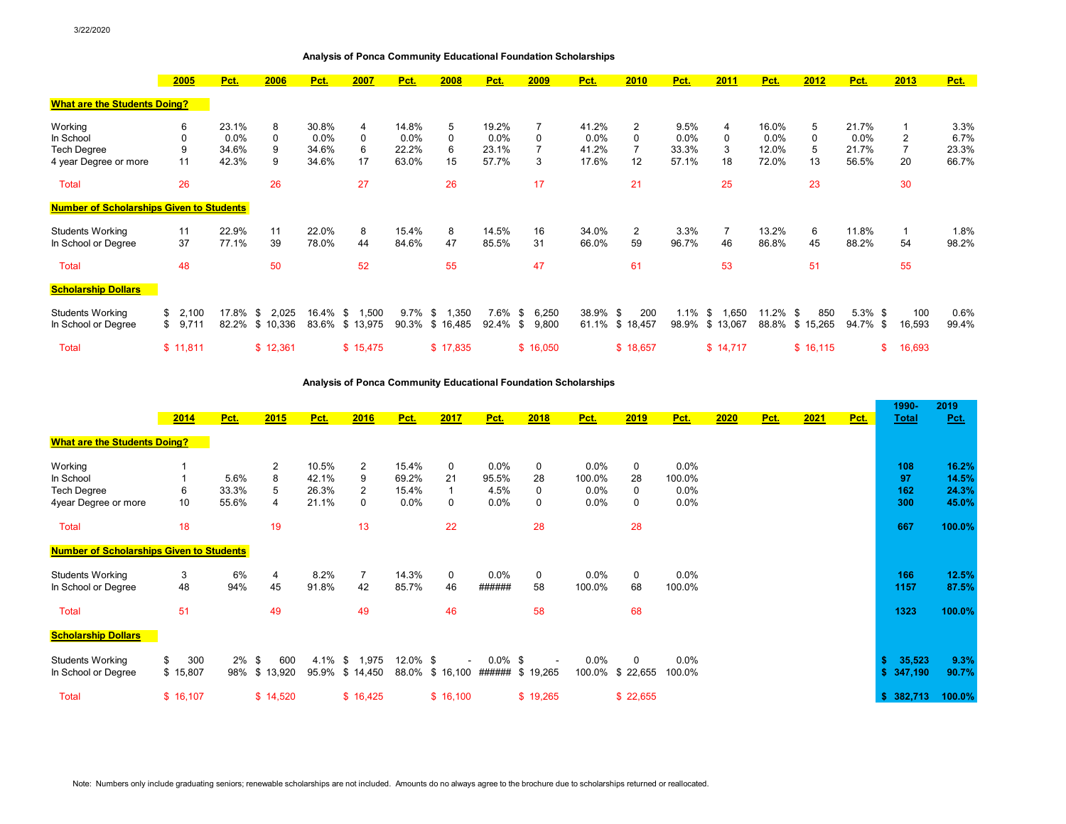3/22/2020

## Analysis of Ponca Community Educational Foundation Scholarships

| | 2005 | Pct. | 2006 | Pct. | 2007 | Pct. | 2008 | Pct. | 2009 | Pct. | 2010 | Pct. | 2011 | Pct. | 2012 | Pct. | 2013 | Pct. |
|---|---|---|---|---|---|---|---|---|---|---|---|---|---|---|---|---|---|---|
| **What are the Students Doing?** | | | | | | | | | | | | | | | | | | |
| Working | 6 | 23.1% | 8 | 30.8% | 4 | 14.8% | 5 | 19.2% | 7 | 41.2% | 2 | 9.5% | 4 | 16.0% | 5 | 21.7% | 1 | 3.3% |
| In School | 0 | 0.0% | 0 | 0.0% | 0 | 0.0% | 0 | 0.0% | 0 | 0.0% | 0 | 0.0% | 0 | 0.0% | 0 | 0.0% | 2 | 6.7% |
| Tech Degree | 9 | 34.6% | 9 | 34.6% | 6 | 22.2% | 6 | 23.1% | 7 | 41.2% | 7 | 33.3% | 3 | 12.0% | 5 | 21.7% | 7 | 23.3% |
| 4 year Degree or more | 11 | 42.3% | 9 | 34.6% | 17 | 63.0% | 15 | 57.7% | 3 | 17.6% | 12 | 57.1% | 18 | 72.0% | 13 | 56.5% | 20 | 66.7% |
| Total | 26 | | 26 | | 27 | | 26 | | 17 | | 21 | | 25 | | 23 | | 30 | |
| **Number of Scholarships Given to Students** | | | | | | | | | | | | | | | | | | |
| Students Working | 11 | 22.9% | 11 | 22.0% | 8 | 15.4% | 8 | 14.5% | 16 | 34.0% | 2 | 3.3% | 7 | 13.2% | 6 | 11.8% | 1 | 1.8% |
| In School or Degree | 37 | 77.1% | 39 | 78.0% | 44 | 84.6% | 47 | 85.5% | 31 | 66.0% | 59 | 96.7% | 46 | 86.8% | 45 | 88.2% | 54 | 98.2% |
| Total | 48 | | 50 | | 52 | | 55 | | 47 | | 61 | | 53 | | 51 | | 55 | |
| **Scholarship Dollars** | | | | | | | | | | | | | | | | | | |
| Students Working | $ 2,100 | 17.8% | $ 2,025 | 16.4% | $ 1,500 | 9.7% | $ 1,350 | 7.6% | $ 6,250 | 38.9% | $ 200 | 1.1% | $ 1,650 | 11.2% | $ 850 | 5.3% | $ 100 | 0.6% |
| In School or Degree | $ 9,711 | 82.2% | $ 10,336 | 83.6% | $ 13,975 | 90.3% | $ 16,485 | 92.4% | $ 9,800 | 61.1% | $ 18,457 | 98.9% | $ 13,067 | 88.8% | $ 15,265 | 94.7% | $ 16,593 | 99.4% |
| Total | $ 11,811 | | $ 12,361 | | $ 15,475 | | $ 17,835 | | $ 16,050 | | $ 18,657 | | $ 14,717 | | $ 16,115 | | $ 16,693 | |

## Analysis of Ponca Community Educational Foundation Scholarships

| | 2014 | Pct. | 2015 | Pct. | 2016 | Pct. | 2017 | Pct. | 2018 | Pct. | 2019 | Pct. | 2020 | Pct. | 2021 | Pct. | 1990-Total | 2019 Pct. |
|---|---|---|---|---|---|---|---|---|---|---|---|---|---|---|---|---|---|---|
| **What are the Students Doing?** | | | | | | | | | | | | | | | | | | |
| Working | 1 | | 2 | 10.5% | 2 | 15.4% | 0 | 0.0% | 0 | 0.0% | 0 | 0.0% | | | | | 108 | 16.2% |
| In School | 1 | 5.6% | 8 | 42.1% | 9 | 69.2% | 21 | 95.5% | 28 | 100.0% | 28 | 100.0% | | | | | 97 | 14.5% |
| Tech Degree | 6 | 33.3% | 5 | 26.3% | 2 | 15.4% | 1 | 4.5% | 0 | 0.0% | 0 | 0.0% | | | | | 162 | 24.3% |
| 4year Degree or more | 10 | 55.6% | 4 | 21.1% | 0 | 0.0% | 0 | 0.0% | 0 | 0.0% | 0 | 0.0% | | | | | 300 | 45.0% |
| Total | 18 | | 19 | | 13 | | 22 | | 28 | | 28 | | | | | | 667 | 100.0% |
| **Number of Scholarships Given to Students** | | | | | | | | | | | | | | | | | | |
| Students Working | 3 | 6% | 4 | 8.2% | 7 | 14.3% | 0 | 0.0% | 0 | 0.0% | 0 | 0.0% | | | | | 166 | 12.5% |
| In School or Degree | 48 | 94% | 45 | 91.8% | 42 | 85.7% | 46 | ###### | 58 | 100.0% | 68 | 100.0% | | | | | 1157 | 87.5% |
| Total | 51 | | 49 | | 49 | | 46 | | 58 | | 68 | | | | | | 1323 | 100.0% |
| **Scholarship Dollars** | | | | | | | | | | | | | | | | | | |
| Students Working | $ 300 | 2% | $ 600 | 4.1% | $ 1,975 | 12.0% | $ - | 0.0% | $ - | 0.0% | 0 | 0.0% | | | | | $ 35,523 | 9.3% |
| In School or Degree | $ 15,807 | 98% | $ 13,920 | 95.9% | $ 14,450 | 88.0% | $ 16,100 | ###### | $ 19,265 | 100.0% | $ 22,655 | 100.0% | | | | | $ 347,190 | 90.7% |
| Total | $ 16,107 | | $ 14,520 | | $ 16,425 | | $ 16,100 | | $ 19,265 | | $ 22,655 | | | | | | $ 382,713 | 100.0% |

Note: Numbers only include graduating seniors; renewable scholarships are not included. Amounts do no always agree to the brochure due to scholarships returned or reallocated.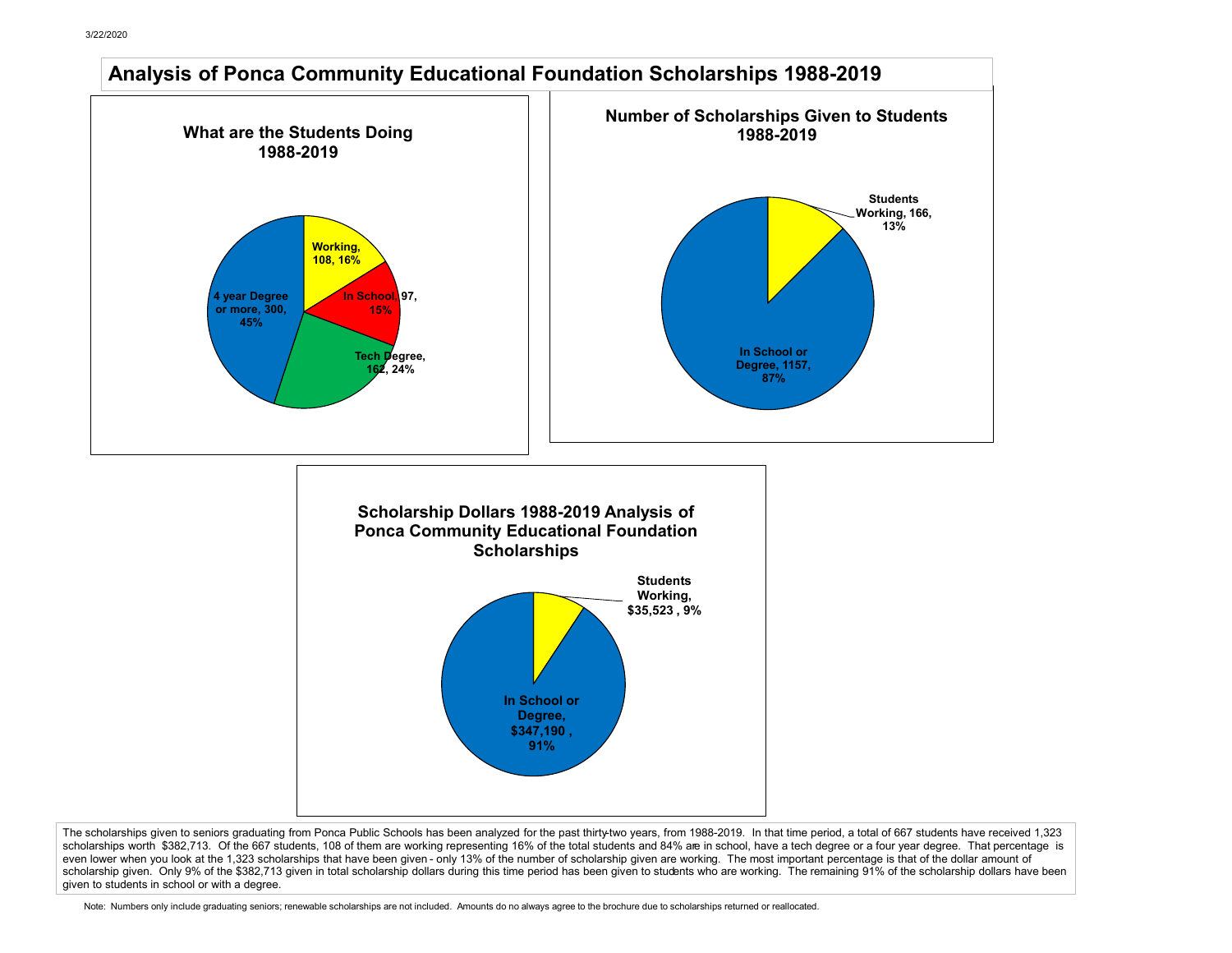# Analysis of Ponca Community Educational Foundation Scholarships 1988-2019

### What are the Students Doing 1988-2019

| Category | Number | Percent |
|---|---|---|
| Working | 108 | 16% |
| In School | 97 | 15% |
| Tech Degree | 162 | 24% |
| 4 year Degree or more | 300 | 45% |

### Number of Scholarships Given to Students 1988-2019

| Category | Number | Percent |
|---|---|---|
| Students Working | 166 | 13% |
| In School or Degree | 1157 | 87% |

### Scholarship Dollars 1988-2019 Analysis of Ponca Community Educational Foundation Scholarships

| Category | Dollars | Percent |
|---|---|---|
| Students Working | $35,523 | 9% |
| In School or Degree | $347,190 | 91% |

The scholarships given to seniors graduating from Ponca Public Schools has been analyzed for the past thirty-two years, from 1988-2019. In that time period, a total of 667 students have received 1,323 scholarships worth $382,713. Of the 667 students, 108 of them are working representing 16% of the total students and 84% are in school, have a tech degree or a four year degree. That percentage is even lower when you look at the 1,323 scholarships that have been given - only 13% of the number of scholarship given are working. The most important percentage is that of the dollar amount of scholarship given. Only 9% of the $382,713 given in total scholarship dollars during this time period has been given to students who are working. The remaining 91% of the scholarship dollars have been given to students in school or with a degree.

Note: Numbers only include graduating seniors; renewable scholarships are not included. Amounts do no always agree to the brochure due to scholarships returned or reallocated.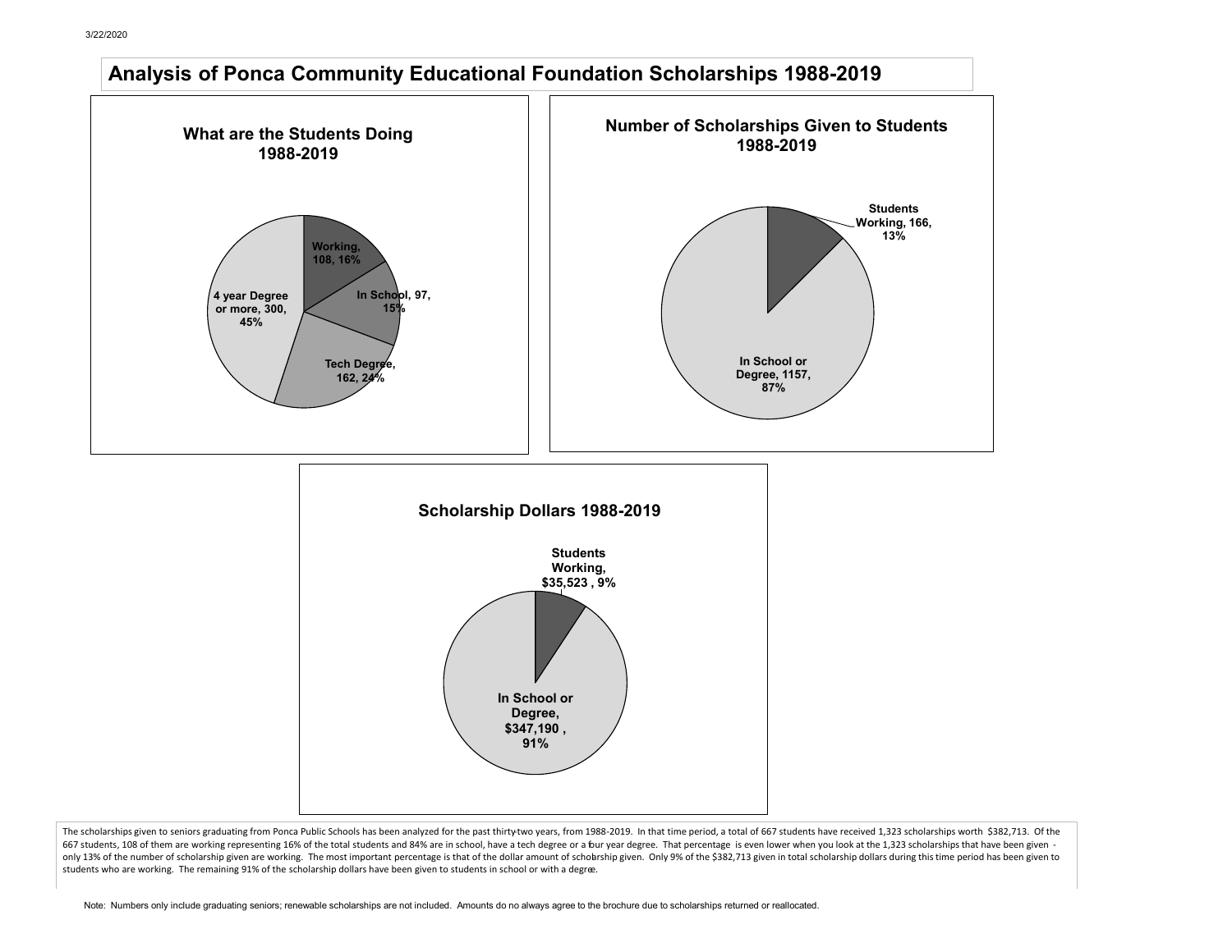# Analysis of Ponca Community Educational Foundation Scholarships 1988-2019

**What are the Students Doing 1988-2019**

Working, 108, 16%

In School, 97, 15%

Tech Degree, 162, 24%

4 year Degree or more, 300, 45%

**Number of Scholarships Given to Students 1988-2019**

Students Working, 166, 13%

In School or Degree, 1157, 87%

**Scholarship Dollars 1988-2019**

Students Working, $35,523 , 9%

In School or Degree, $347,190 , 91%

The scholarships given to seniors graduating from Ponca Public Schools has been analyzed for the past thirty-two years, from 1988-2019. In that time period, a total of 667 students have received 1,323 scholarships worth $382,713. Of the 667 students, 108 of them are working representing 16% of the total students and 84% are in school, have a tech degree or a four year degree. That percentage is even lower when you look at the 1,323 scholarships that have been given - only 13% of the number of scholarship given are working. The most important percentage is that of the dollar amount of scholarship given. Only 9% of the $382,713 given in total scholarship dollars during this time period has been given to students who are working. The remaining 91% of the scholarship dollars have been given to students in school or with a degree.

Note: Numbers only include graduating seniors; renewable scholarships are not included. Amounts do no always agree to the brochure due to scholarships returned or reallocated.